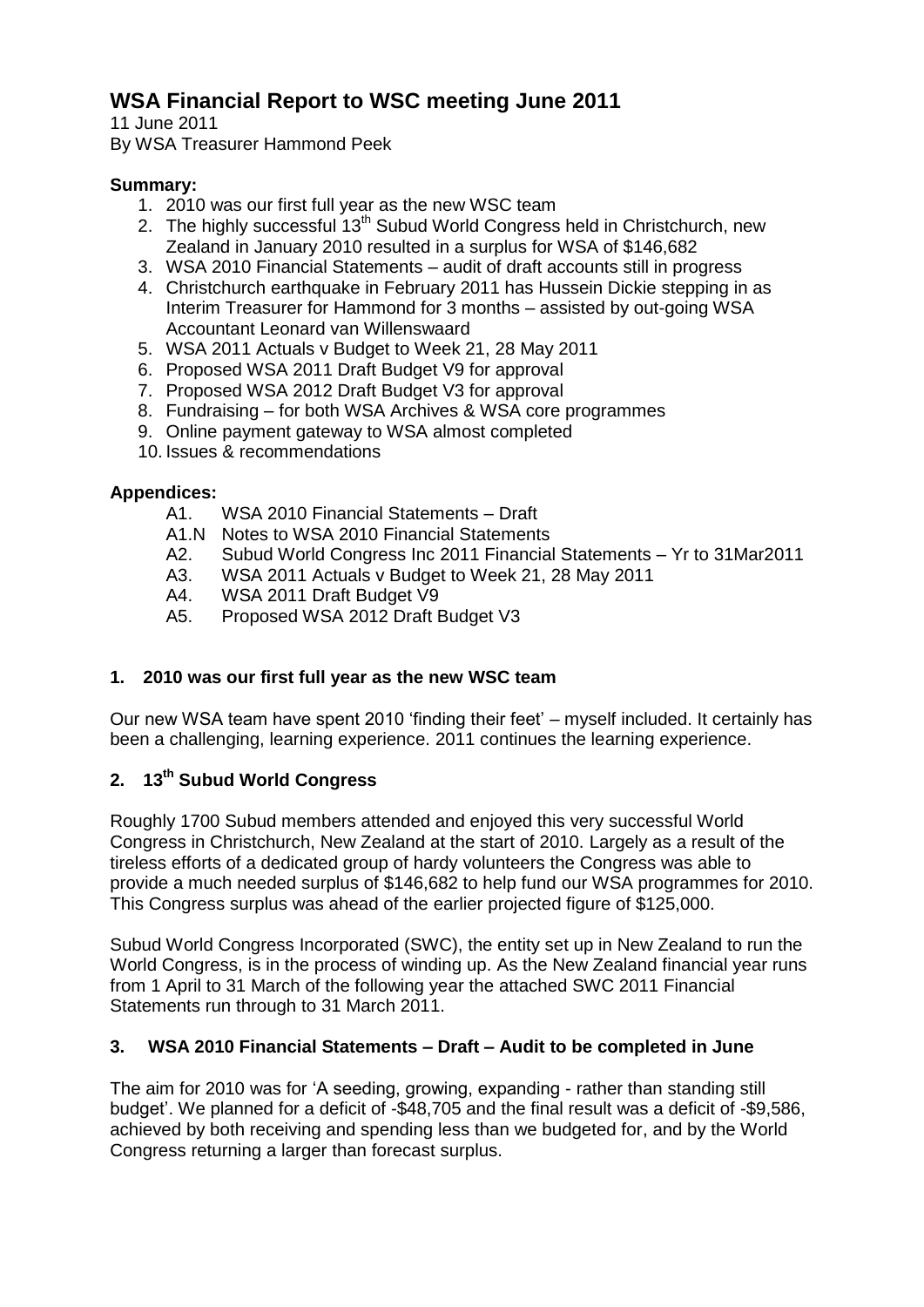# WSA Financial Report to WSC meeting June 2011

11 June 2011
By WSA Treasurer Hammond Peek

**Summary:**

1. 2010 was our first full year as the new WSC team
2. The highly successful 13th Subud World Congress held in Christchurch, new Zealand in January 2010 resulted in a surplus for WSA of $146,682
3. WSA 2010 Financial Statements – audit of draft accounts still in progress
4. Christchurch earthquake in February 2011 has Hussein Dickie stepping in as Interim Treasurer for Hammond for 3 months – assisted by out-going WSA Accountant Leonard van Willenswaard
5. WSA 2011 Actuals v Budget to Week 21, 28 May 2011
6. Proposed WSA 2011 Draft Budget V9 for approval
7. Proposed WSA 2012 Draft Budget V3 for approval
8. Fundraising – for both WSA Archives & WSA core programmes
9. Online payment gateway to WSA almost completed
10. Issues & recommendations

**Appendices:**

- A1. WSA 2010 Financial Statements – Draft
- A1.N Notes to WSA 2010 Financial Statements
- A2. Subud World Congress Inc 2011 Financial Statements – Yr to 31Mar2011
- A3. WSA 2011 Actuals v Budget to Week 21, 28 May 2011
- A4. WSA 2011 Draft Budget V9
- A5. Proposed WSA 2012 Draft Budget V3

## 1. 2010 was our first full year as the new WSC team

Our new WSA team have spent 2010 'finding their feet' – myself included. It certainly has been a challenging, learning experience. 2011 continues the learning experience.

## 2. 13th Subud World Congress

Roughly 1700 Subud members attended and enjoyed this very successful World Congress in Christchurch, New Zealand at the start of 2010. Largely as a result of the tireless efforts of a dedicated group of hardy volunteers the Congress was able to provide a much needed surplus of $146,682 to help fund our WSA programmes for 2010. This Congress surplus was ahead of the earlier projected figure of $125,000.

Subud World Congress Incorporated (SWC), the entity set up in New Zealand to run the World Congress, is in the process of winding up. As the New Zealand financial year runs from 1 April to 31 March of the following year the attached SWC 2011 Financial Statements run through to 31 March 2011.

## 3. WSA 2010 Financial Statements – Draft – Audit to be completed in June

The aim for 2010 was for 'A seeding, growing, expanding - rather than standing still budget'. We planned for a deficit of -$48,705 and the final result was a deficit of -$9,586, achieved by both receiving and spending less than we budgeted for, and by the World Congress returning a larger than forecast surplus.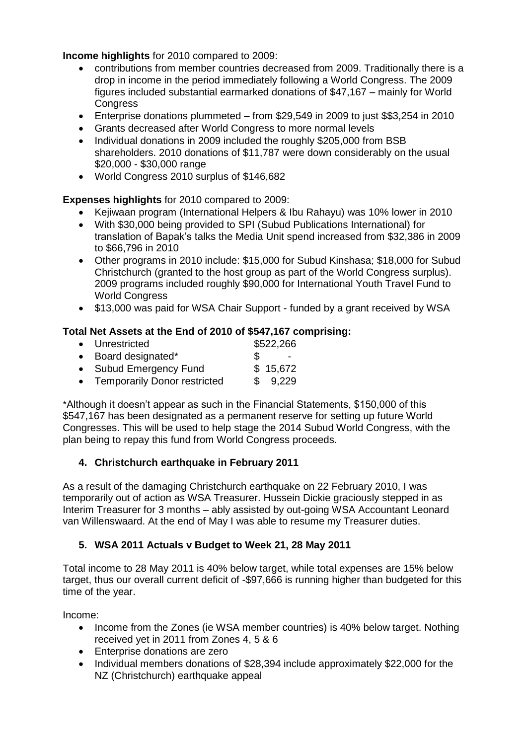**Income highlights** for 2010 compared to 2009:

- contributions from member countries decreased from 2009. Traditionally there is a drop in income in the period immediately following a World Congress. The 2009 figures included substantial earmarked donations of $47,167 – mainly for World Congress
- Enterprise donations plummeted – from $29,549 in 2009 to just $$3,254 in 2010
- Grants decreased after World Congress to more normal levels
- Individual donations in 2009 included the roughly $205,000 from BSB shareholders. 2010 donations of $11,787 were down considerably on the usual $20,000 - $30,000 range
- World Congress 2010 surplus of $146,682

**Expenses highlights** for 2010 compared to 2009:

- Kejiwaan program (International Helpers & Ibu Rahayu) was 10% lower in 2010
- With $30,000 being provided to SPI (Subud Publications International) for translation of Bapak's talks the Media Unit spend increased from $32,386 in 2009 to $66,796 in 2010
- Other programs in 2010 include: $15,000 for Subud Kinshasa; $18,000 for Subud Christchurch (granted to the host group as part of the World Congress surplus). 2009 programs included roughly $90,000 for International Youth Travel Fund to World Congress
- $13,000 was paid for WSA Chair Support - funded by a grant received by WSA

**Total Net Assets at the End of 2010 of $547,167 comprising:**

| | |
|---|---|
| • Unrestricted | $522,266 |
| • Board designated* | $ - |
| • Subud Emergency Fund | $ 15,672 |
| • Temporarily Donor restricted | $ 9,229 |

*Although it doesn't appear as such in the Financial Statements, 150,000 of this $547,167 has been designated as a permanent reserve for setting up future World Congresses. This will be used to help stage the 2014 Subud World Congress, with the plan being to repay this fund from World Congress proceeds.

## 4. Christchurch earthquake in February 2011

As a result of the damaging Christchurch earthquake on 22 February 2010, I was temporarily out of action as WSA Treasurer. Hussein Dickie graciously stepped in as Interim Treasurer for 3 months – ably assisted by out-going WSA Accountant Leonard van Willenswaard. At the end of May I was able to resume my Treasurer duties.

## 5. WSA 2011 Actuals v Budget to Week 21, 28 May 2011

Total income to 28 May 2011 is 40% below target, while total expenses are 15% below target, thus our overall current deficit of -$97,666 is running higher than budgeted for this time of the year.

Income:

- Income from the Zones (ie WSA member countries) is 40% below target. Nothing received yet in 2011 from Zones 4, 5 & 6
- Enterprise donations are zero
- Individual members donations of $28,394 include approximately $22,000 for the NZ (Christchurch) earthquake appeal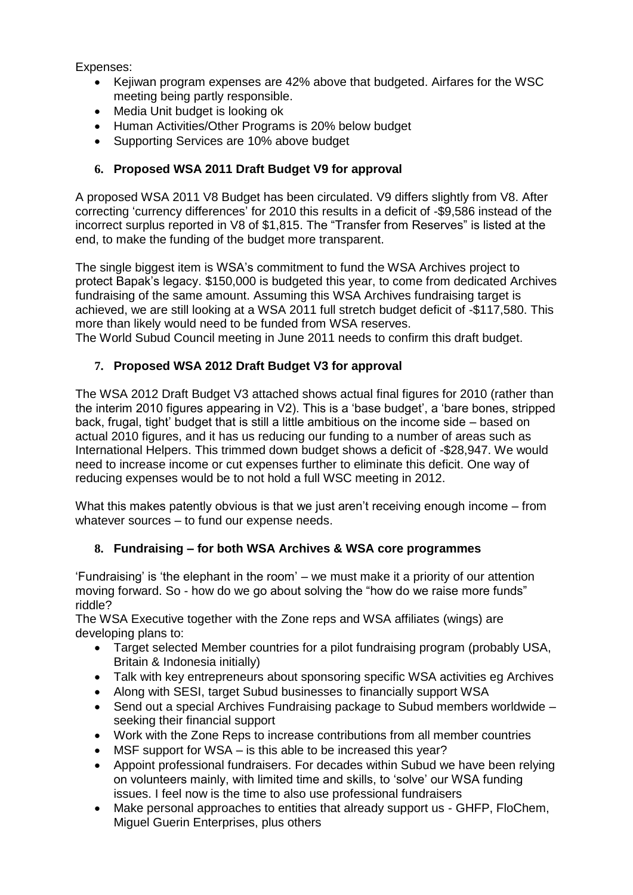Expenses:

- Kejiwan program expenses are 42% above that budgeted. Airfares for the WSC meeting being partly responsible.
- Media Unit budget is looking ok
- Human Activities/Other Programs is 20% below budget
- Supporting Services are 10% above budget

### 6. Proposed WSA 2011 Draft Budget V9 for approval

A proposed WSA 2011 V8 Budget has been circulated. V9 differs slightly from V8. After correcting 'currency differences' for 2010 this results in a deficit of -$9,586 instead of the incorrect surplus reported in V8 of $1,815. The "Transfer from Reserves" is listed at the end, to make the funding of the budget more transparent.

The single biggest item is WSA's commitment to fund the WSA Archives project to protect Bapak's legacy. $150,000 is budgeted this year, to come from dedicated Archives fundraising of the same amount. Assuming this WSA Archives fundraising target is achieved, we are still looking at a WSA 2011 full stretch budget deficit of -$117,580. This more than likely would need to be funded from WSA reserves.
The World Subud Council meeting in June 2011 needs to confirm this draft budget.

### 7. Proposed WSA 2012 Draft Budget V3 for approval

The WSA 2012 Draft Budget V3 attached shows actual final figures for 2010 (rather than the interim 2010 figures appearing in V2). This is a 'base budget', a 'bare bones, stripped back, frugal, tight' budget that is still a little ambitious on the income side – based on actual 2010 figures, and it has us reducing our funding to a number of areas such as International Helpers. This trimmed down budget shows a deficit of -$28,947. We would need to increase income or cut expenses further to eliminate this deficit. One way of reducing expenses would be to not hold a full WSC meeting in 2012.

What this makes patently obvious is that we just aren't receiving enough income – from whatever sources – to fund our expense needs.

### 8. Fundraising – for both WSA Archives & WSA core programmes

'Fundraising' is 'the elephant in the room' – we must make it a priority of our attention moving forward. So - how do we go about solving the "how do we raise more funds" riddle?
The WSA Executive together with the Zone reps and WSA affiliates (wings) are developing plans to:

- Target selected Member countries for a pilot fundraising program (probably USA, Britain & Indonesia initially)
- Talk with key entrepreneurs about sponsoring specific WSA activities eg Archives
- Along with SESI, target Subud businesses to financially support WSA
- Send out a special Archives Fundraising package to Subud members worldwide – seeking their financial support
- Work with the Zone Reps to increase contributions from all member countries
- MSF support for WSA – is this able to be increased this year?
- Appoint professional fundraisers. For decades within Subud we have been relying on volunteers mainly, with limited time and skills, to 'solve' our WSA funding issues. I feel now is the time to also use professional fundraisers
- Make personal approaches to entities that already support us - GHFP, FloChem, Miguel Guerin Enterprises, plus others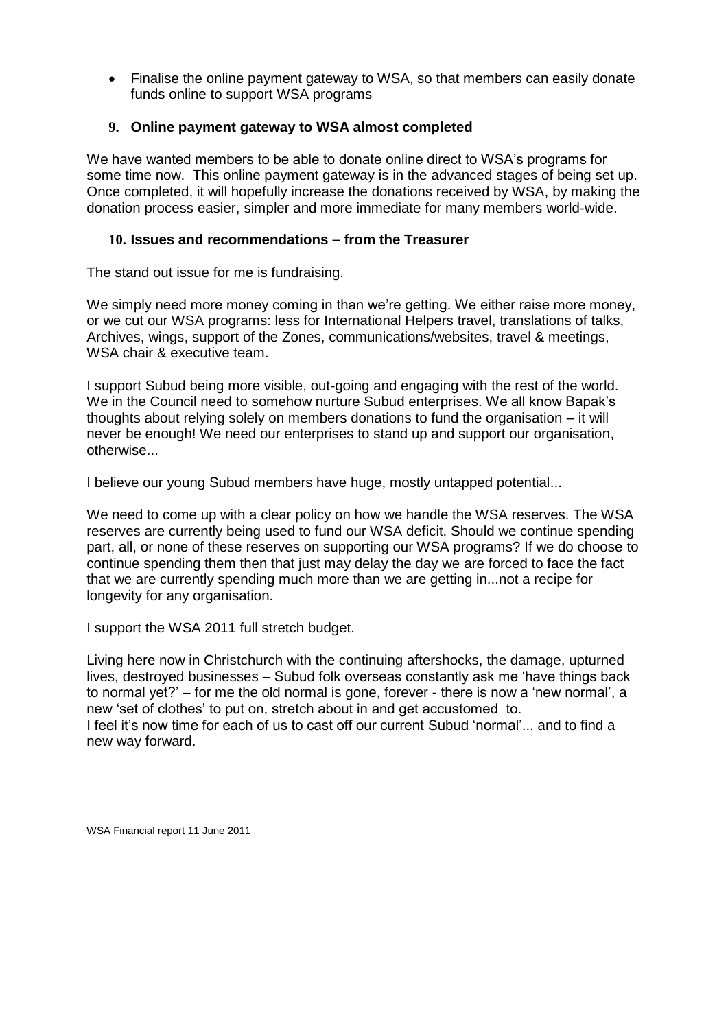- Finalise the online payment gateway to WSA, so that members can easily donate funds online to support WSA programs

### 9. Online payment gateway to WSA almost completed

We have wanted members to be able to donate online direct to WSA's programs for some time now. This online payment gateway is in the advanced stages of being set up. Once completed, it will hopefully increase the donations received by WSA, by making the donation process easier, simpler and more immediate for many members world-wide.

### 10. Issues and recommendations – from the Treasurer

The stand out issue for me is fundraising.

We simply need more money coming in than we're getting. We either raise more money, or we cut our WSA programs: less for International Helpers travel, translations of talks, Archives, wings, support of the Zones, communications/websites, travel & meetings, WSA chair & executive team.

I support Subud being more visible, out-going and engaging with the rest of the world. We in the Council need to somehow nurture Subud enterprises. We all know Bapak's thoughts about relying solely on members donations to fund the organisation – it will never be enough! We need our enterprises to stand up and support our organisation, otherwise...

I believe our young Subud members have huge, mostly untapped potential...

We need to come up with a clear policy on how we handle the WSA reserves. The WSA reserves are currently being used to fund our WSA deficit. Should we continue spending part, all, or none of these reserves on supporting our WSA programs? If we do choose to continue spending them then that just may delay the day we are forced to face the fact that we are currently spending much more than we are getting in...not a recipe for longevity for any organisation.

I support the WSA 2011 full stretch budget.

Living here now in Christchurch with the continuing aftershocks, the damage, upturned lives, destroyed businesses – Subud folk overseas constantly ask me 'have things back to normal yet?' – for me the old normal is gone, forever - there is now a 'new normal', a new 'set of clothes' to put on, stretch about in and get accustomed to.
I feel it's now time for each of us to cast off our current Subud 'normal'... and to find a new way forward.